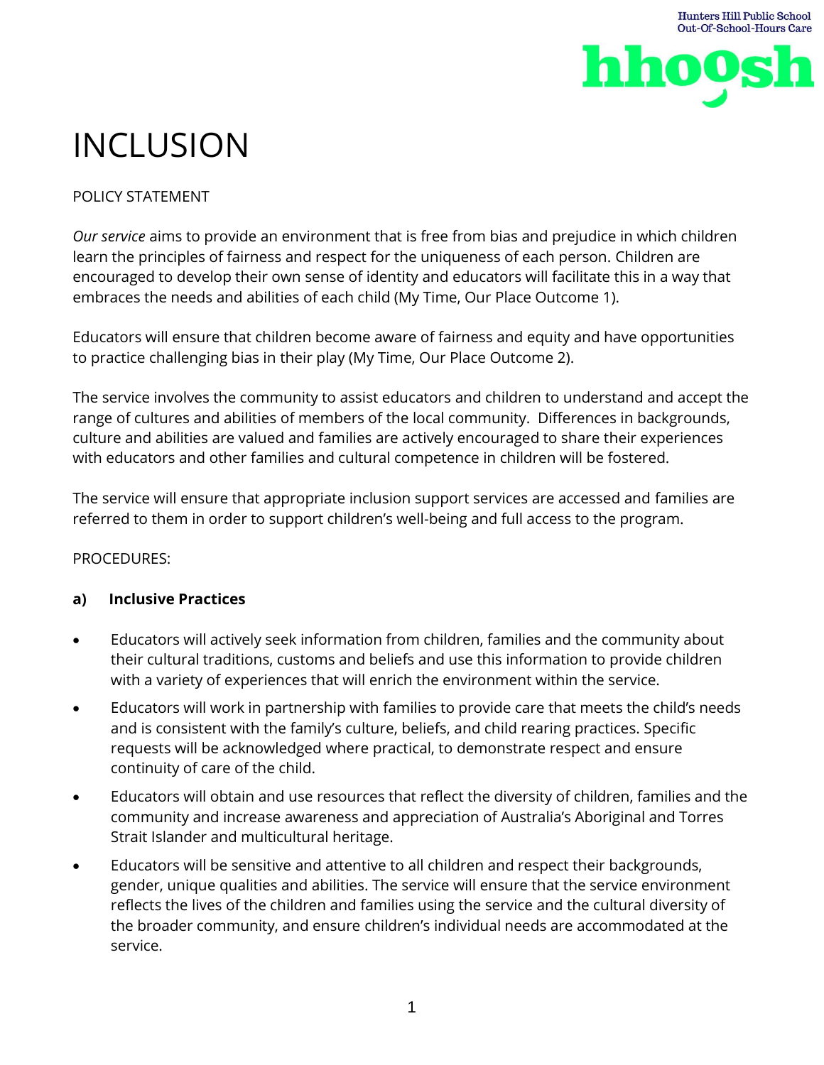# INCLUSION

POLICY STATEMENT

*Our service* aims to provide an environment that is free from bias and prejudice in which children learn the principles of fairness and respect for the uniqueness of each person. Children are encouraged to develop their own sense of identity and educators will facilitate this in a way that embraces the needs and abilities of each child (My Time, Our Place Outcome 1).

Educators will ensure that children become aware of fairness and equity and have opportunities to practice challenging bias in their play (My Time, Our Place Outcome 2).

The service involves the community to assist educators and children to understand and accept the range of cultures and abilities of members of the local community. Differences in backgrounds, culture and abilities are valued and families are actively encouraged to share their experiences with educators and other families and cultural competence in children will be fostered.

The service will ensure that appropriate inclusion support services are accessed and families are referred to them in order to support children's well-being and full access to the program.

PROCEDURES:

**a) Inclusive Practices**

- Educators will actively seek information from children, families and the community about their cultural traditions, customs and beliefs and use this information to provide children with a variety of experiences that will enrich the environment within the service.
- Educators will work in partnership with families to provide care that meets the child's needs and is consistent with the family's culture, beliefs, and child rearing practices. Specific requests will be acknowledged where practical, to demonstrate respect and ensure continuity of care of the child.
- Educators will obtain and use resources that reflect the diversity of children, families and the community and increase awareness and appreciation of Australia's Aboriginal and Torres Strait Islander and multicultural heritage.
- Educators will be sensitive and attentive to all children and respect their backgrounds, gender, unique qualities and abilities. The service will ensure that the service environment reflects the lives of the children and families using the service and the cultural diversity of the broader community, and ensure children's individual needs are accommodated at the service.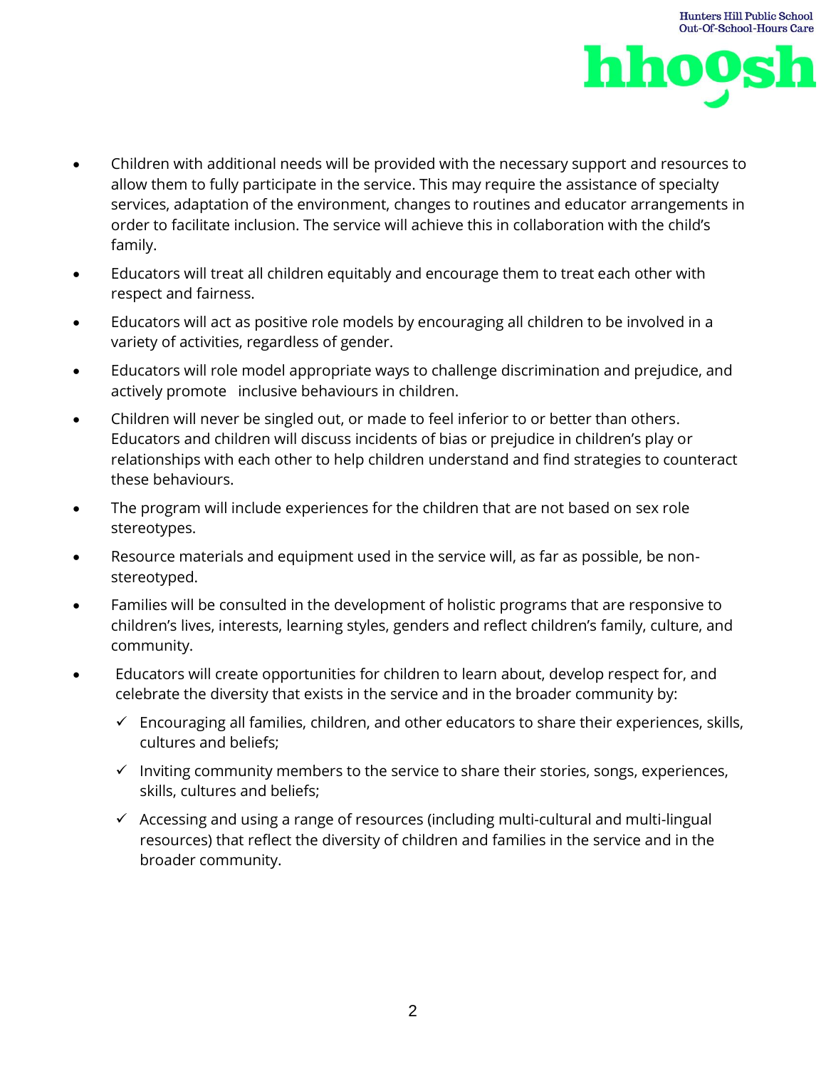- Children with additional needs will be provided with the necessary support and resources to allow them to fully participate in the service. This may require the assistance of specialty services, adaptation of the environment, changes to routines and educator arrangements in order to facilitate inclusion. The service will achieve this in collaboration with the child's family.
- Educators will treat all children equitably and encourage them to treat each other with respect and fairness.
- Educators will act as positive role models by encouraging all children to be involved in a variety of activities, regardless of gender.
- Educators will role model appropriate ways to challenge discrimination and prejudice, and actively promote inclusive behaviours in children.
- Children will never be singled out, or made to feel inferior to or better than others. Educators and children will discuss incidents of bias or prejudice in children's play or relationships with each other to help children understand and find strategies to counteract these behaviours.
- The program will include experiences for the children that are not based on sex role stereotypes.
- Resource materials and equipment used in the service will, as far as possible, be non-stereotyped.
- Families will be consulted in the development of holistic programs that are responsive to children's lives, interests, learning styles, genders and reflect children's family, culture, and community.
- Educators will create opportunities for children to learn about, develop respect for, and celebrate the diversity that exists in the service and in the broader community by:
  - ✓ Encouraging all families, children, and other educators to share their experiences, skills, cultures and beliefs;
  - ✓ Inviting community members to the service to share their stories, songs, experiences, skills, cultures and beliefs;
  - ✓ Accessing and using a range of resources (including multi-cultural and multi-lingual resources) that reflect the diversity of children and families in the service and in the broader community.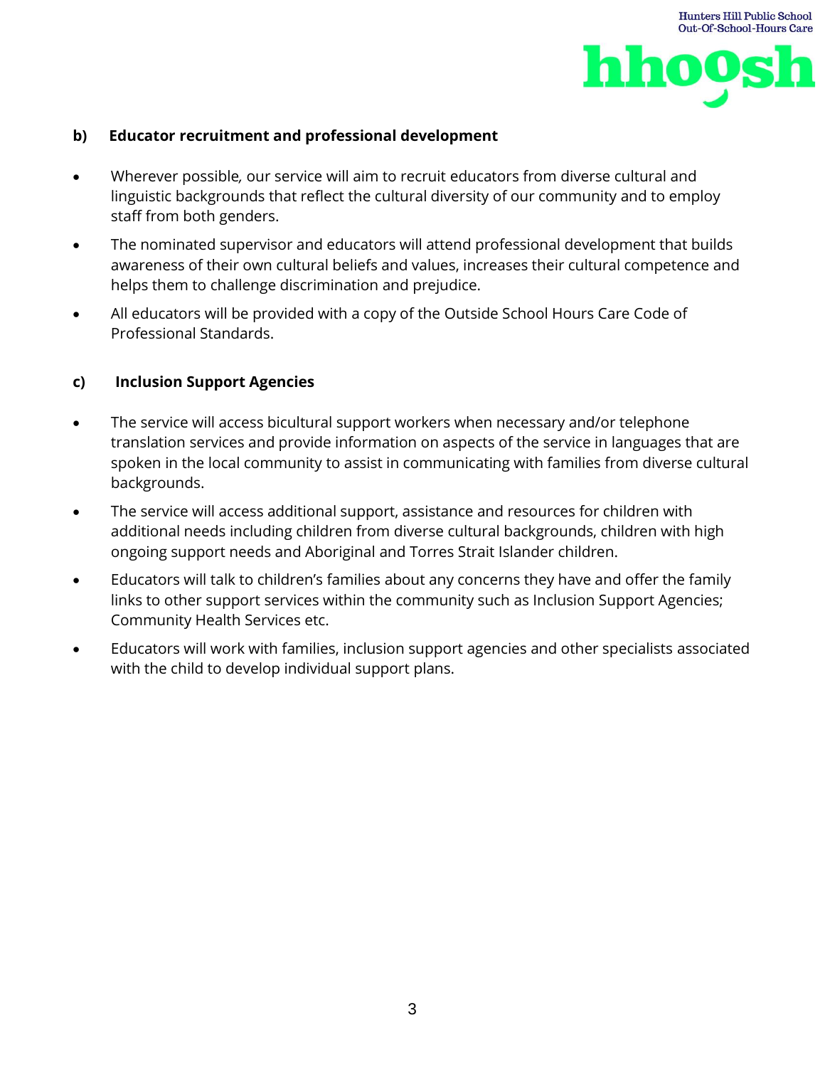**b) Educator recruitment and professional development**

- Wherever possible, our service will aim to recruit educators from diverse cultural and linguistic backgrounds that reflect the cultural diversity of our community and to employ staff from both genders.
- The nominated supervisor and educators will attend professional development that builds awareness of their own cultural beliefs and values, increases their cultural competence and helps them to challenge discrimination and prejudice.
- All educators will be provided with a copy of the Outside School Hours Care Code of Professional Standards.

**c) Inclusion Support Agencies**

- The service will access bicultural support workers when necessary and/or telephone translation services and provide information on aspects of the service in languages that are spoken in the local community to assist in communicating with families from diverse cultural backgrounds.
- The service will access additional support, assistance and resources for children with additional needs including children from diverse cultural backgrounds, children with high ongoing support needs and Aboriginal and Torres Strait Islander children.
- Educators will talk to children's families about any concerns they have and offer the family links to other support services within the community such as Inclusion Support Agencies; Community Health Services etc.
- Educators will work with families, inclusion support agencies and other specialists associated with the child to develop individual support plans.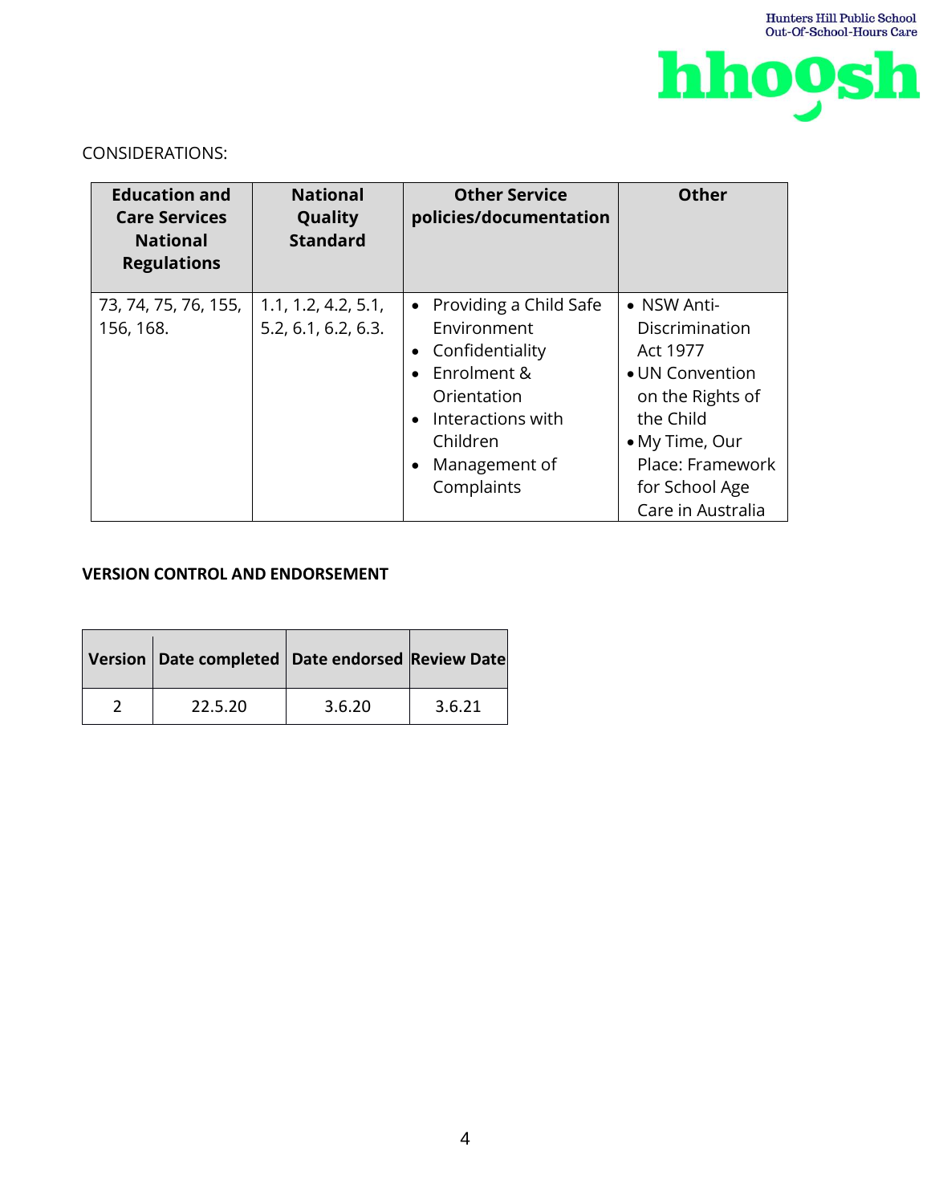CONSIDERATIONS:

| Education and Care Services National Regulations | National Quality Standard | Other Service policies/documentation | Other |
|---|---|---|---|
| 73, 74, 75, 76, 155, 156, 168. | 1.1, 1.2, 4.2, 5.1, 5.2, 6.1, 6.2, 6.3. | • Providing a Child Safe Environment<br>• Confidentiality<br>• Enrolment & Orientation<br>• Interactions with Children<br>• Management of Complaints | • NSW Anti-Discrimination Act 1977<br>• UN Convention on the Rights of the Child<br>• My Time, Our Place: Framework for School Age Care in Australia |

**VERSION CONTROL AND ENDORSEMENT**

| Version | Date completed | Date endorsed | Review Date |
|---|---|---|---|
| 2 | 22.5.20 | 3.6.20 | 3.6.21 |